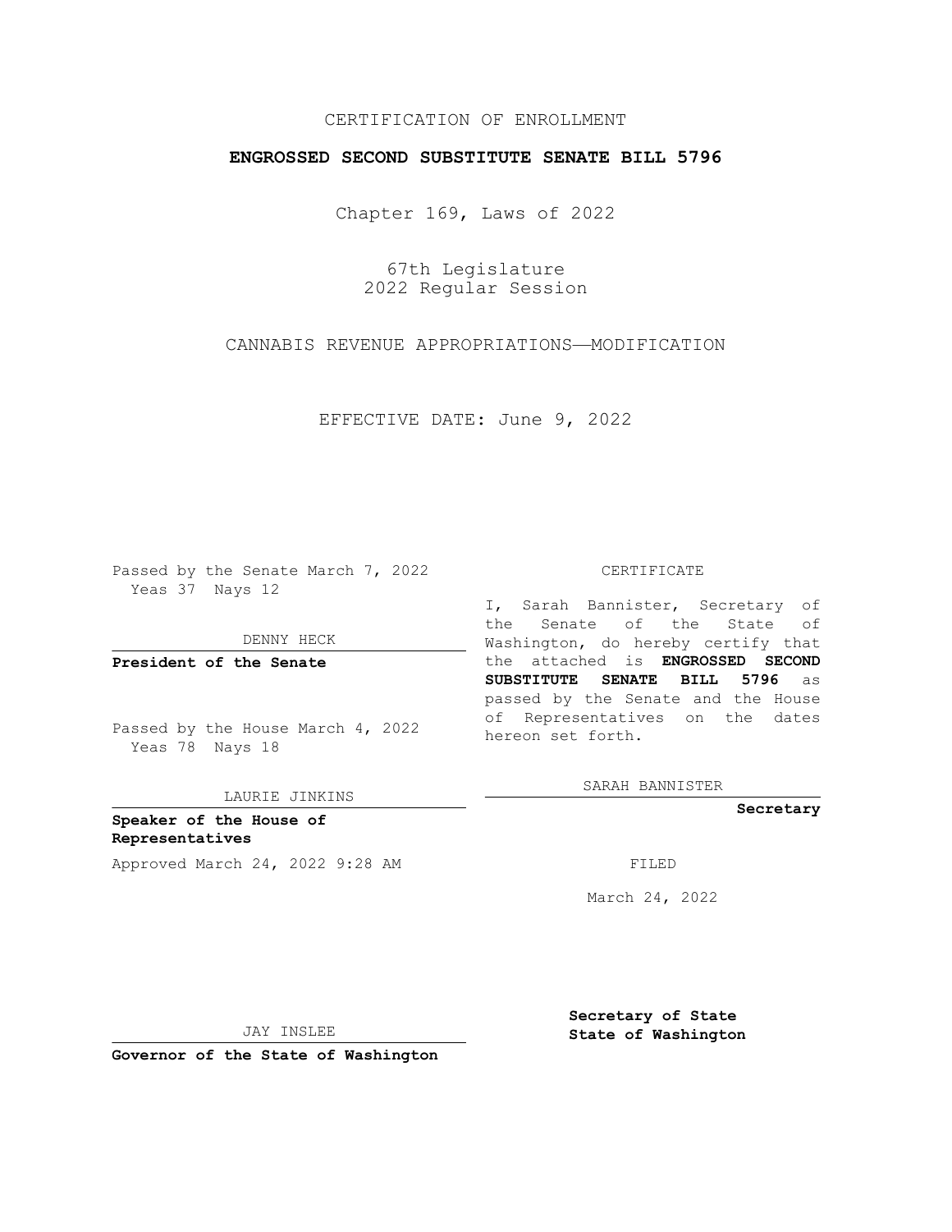CERTIFICATION OF ENROLLMENT

**ENGROSSED SECOND SUBSTITUTE SENATE BILL 5796**

Chapter 169, Laws of 2022

67th Legislature
2022 Regular Session

CANNABIS REVENUE APPROPRIATIONS—MODIFICATION

EFFECTIVE DATE: June 9, 2022

Passed by the Senate March 7, 2022
Yeas 37 Nays 12

DENNY HECK

**President of the Senate**

Passed by the House March 4, 2022
Yeas 78 Nays 18

LAURIE JINKINS

**Speaker of the House of Representatives**

CERTIFICATE

I, Sarah Bannister, Secretary of the Senate of the State of Washington, do hereby certify that the attached is **ENGROSSED SECOND SUBSTITUTE SENATE BILL 5796** as passed by the Senate and the House of Representatives on the dates hereon set forth.

SARAH BANNISTER

**Secretary**

Approved March 24, 2022 9:28 AM

FILED

March 24, 2022

JAY INSLEE

**Governor of the State of Washington**

**Secretary of State**
**State of Washington**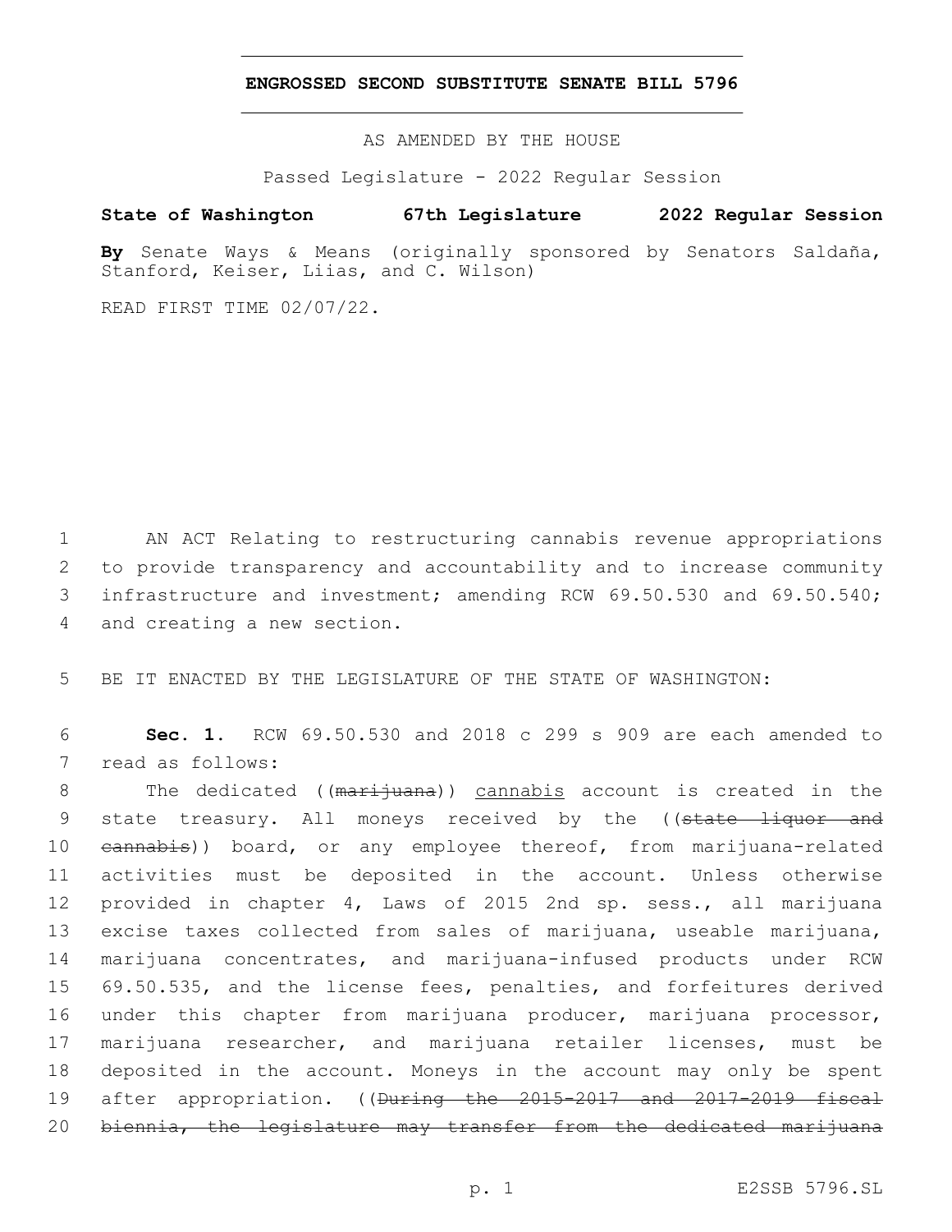# ENGROSSED SECOND SUBSTITUTE SENATE BILL 5796

AS AMENDED BY THE HOUSE

Passed Legislature - 2022 Regular Session

**State of Washington 67th Legislature 2022 Regular Session**

**By** Senate Ways & Means (originally sponsored by Senators Saldaña, Stanford, Keiser, Liias, and C. Wilson)

READ FIRST TIME 02/07/22.

1 AN ACT Relating to restructuring cannabis revenue appropriations
2 to provide transparency and accountability and to increase community
3 infrastructure and investment; amending RCW 69.50.530 and 69.50.540;
4 and creating a new section.

5 BE IT ENACTED BY THE LEGISLATURE OF THE STATE OF WASHINGTON:

6 **Sec. 1.** RCW 69.50.530 and 2018 c 299 s 909 are each amended to
7 read as follows:

8 The dedicated ((~~marijuana~~)) <u>cannabis</u> account is created in the
9 state treasury. All moneys received by the ((~~state liquor and~~
10 ~~cannabis~~)) board, or any employee thereof, from marijuana-related
11 activities must be deposited in the account. Unless otherwise
12 provided in chapter 4, Laws of 2015 2nd sp. sess., all marijuana
13 excise taxes collected from sales of marijuana, useable marijuana,
14 marijuana concentrates, and marijuana-infused products under RCW
15 69.50.535, and the license fees, penalties, and forfeitures derived
16 under this chapter from marijuana producer, marijuana processor,
17 marijuana researcher, and marijuana retailer licenses, must be
18 deposited in the account. Moneys in the account may only be spent
19 after appropriation. ((~~During the 2015-2017 and 2017-2019 fiscal~~
20 ~~biennia, the legislature may transfer from the dedicated marijuana~~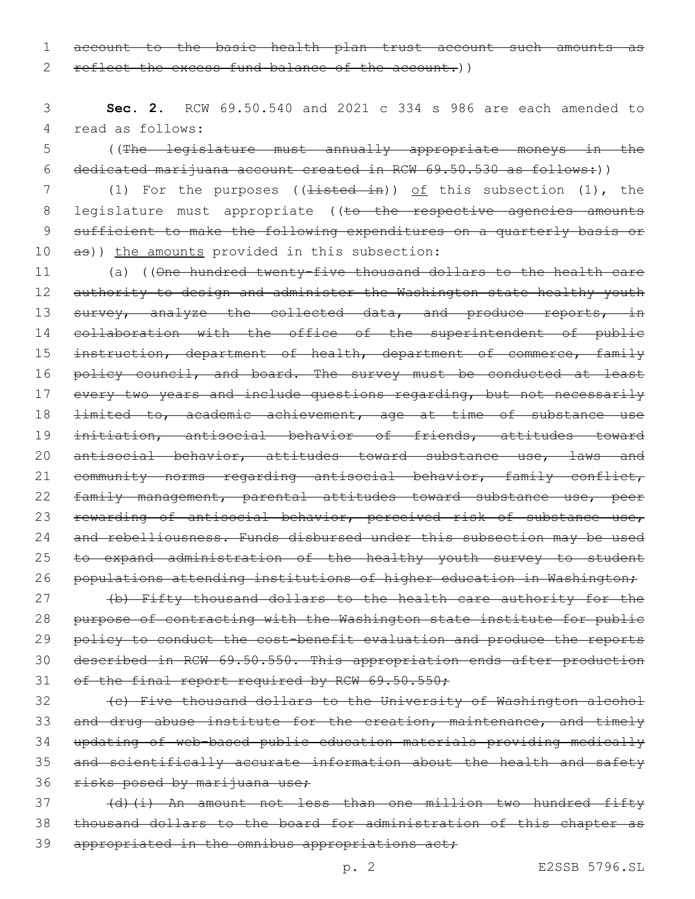~~account to the basic health plan trust account such amounts as reflect the excess fund balance of the account.~~))

**Sec. 2.** RCW 69.50.540 and 2021 c 334 s 986 are each amended to read as follows:

((~~The legislature must annually appropriate moneys in the dedicated marijuana account created in RCW 69.50.530 as follows:~~))

(1) For the purposes ((~~listed in~~)) <u>of</u> this subsection (1), the legislature must appropriate ((~~to the respective agencies amounts sufficient to make the following expenditures on a quarterly basis or as~~)) <u>the amounts</u> provided in this subsection:

(a) ((~~One hundred twenty-five thousand dollars to the health care authority to design and administer the Washington state healthy youth survey, analyze the collected data, and produce reports, in collaboration with the office of the superintendent of public instruction, department of health, department of commerce, family policy council, and board. The survey must be conducted at least every two years and include questions regarding, but not necessarily limited to, academic achievement, age at time of substance use initiation, antisocial behavior of friends, attitudes toward antisocial behavior, attitudes toward substance use, laws and community norms regarding antisocial behavior, family conflict, family management, parental attitudes toward substance use, peer rewarding of antisocial behavior, perceived risk of substance use, and rebelliousness. Funds disbursed under this subsection may be used to expand administration of the healthy youth survey to student populations attending institutions of higher education in Washington;~~

~~(b) Fifty thousand dollars to the health care authority for the purpose of contracting with the Washington state institute for public policy to conduct the cost-benefit evaluation and produce the reports described in RCW 69.50.550. This appropriation ends after production of the final report required by RCW 69.50.550;~~

~~(c) Five thousand dollars to the University of Washington alcohol and drug abuse institute for the creation, maintenance, and timely updating of web-based public education materials providing medically and scientifically accurate information about the health and safety risks posed by marijuana use;~~

~~(d)(i) An amount not less than one million two hundred fifty thousand dollars to the board for administration of this chapter as appropriated in the omnibus appropriations act;~~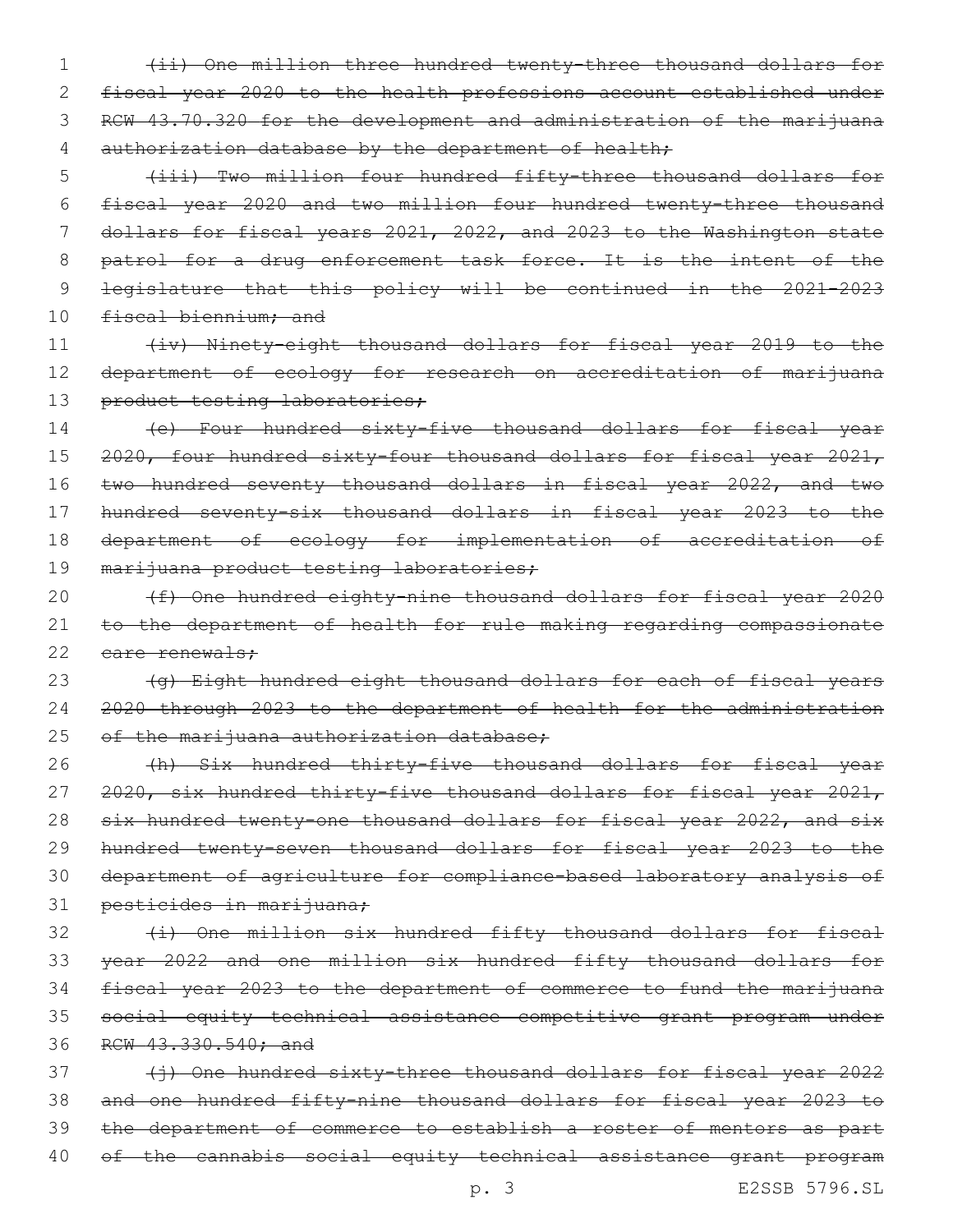~~(ii) One million three hundred twenty-three thousand dollars for fiscal year 2020 to the health professions account established under RCW 43.70.320 for the development and administration of the marijuana authorization database by the department of health;~~

~~(iii) Two million four hundred fifty-three thousand dollars for fiscal year 2020 and two million four hundred twenty-three thousand dollars for fiscal years 2021, 2022, and 2023 to the Washington state patrol for a drug enforcement task force. It is the intent of the legislature that this policy will be continued in the 2021-2023 fiscal biennium; and~~

~~(iv) Ninety-eight thousand dollars for fiscal year 2019 to the department of ecology for research on accreditation of marijuana product testing laboratories;~~

~~(e) Four hundred sixty-five thousand dollars for fiscal year 2020, four hundred sixty-four thousand dollars for fiscal year 2021, two hundred seventy thousand dollars in fiscal year 2022, and two hundred seventy-six thousand dollars in fiscal year 2023 to the department of ecology for implementation of accreditation of marijuana product testing laboratories;~~

~~(f) One hundred eighty-nine thousand dollars for fiscal year 2020 to the department of health for rule making regarding compassionate care renewals;~~

~~(g) Eight hundred eight thousand dollars for each of fiscal years 2020 through 2023 to the department of health for the administration of the marijuana authorization database;~~

~~(h) Six hundred thirty-five thousand dollars for fiscal year 2020, six hundred thirty-five thousand dollars for fiscal year 2021, six hundred twenty-one thousand dollars for fiscal year 2022, and six hundred twenty-seven thousand dollars for fiscal year 2023 to the department of agriculture for compliance-based laboratory analysis of pesticides in marijuana;~~

~~(i) One million six hundred fifty thousand dollars for fiscal year 2022 and one million six hundred fifty thousand dollars for fiscal year 2023 to the department of commerce to fund the marijuana social equity technical assistance competitive grant program under RCW 43.330.540; and~~

~~(j) One hundred sixty-three thousand dollars for fiscal year 2022 and one hundred fifty-nine thousand dollars for fiscal year 2023 to the department of commerce to establish a roster of mentors as part of the cannabis social equity technical assistance grant program~~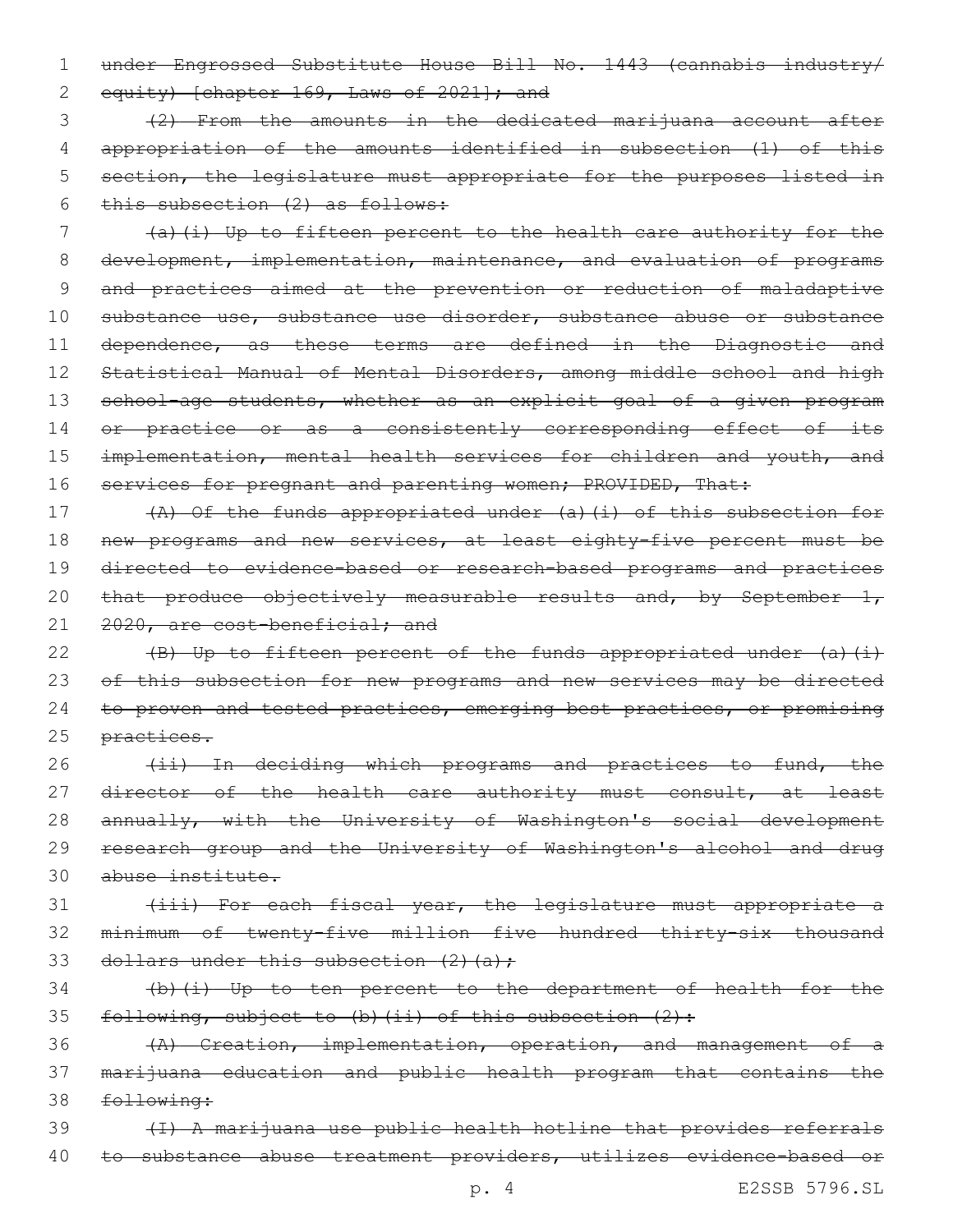~~under Engrossed Substitute House Bill No. 1443 (cannabis industry/ equity) [chapter 169, Laws of 2021]; and~~

~~(2) From the amounts in the dedicated marijuana account after appropriation of the amounts identified in subsection (1) of this section, the legislature must appropriate for the purposes listed in this subsection (2) as follows:~~

~~(a)(i) Up to fifteen percent to the health care authority for the development, implementation, maintenance, and evaluation of programs and practices aimed at the prevention or reduction of maladaptive substance use, substance use disorder, substance abuse or substance dependence, as these terms are defined in the Diagnostic and Statistical Manual of Mental Disorders, among middle school and high school-age students, whether as an explicit goal of a given program or practice or as a consistently corresponding effect of its implementation, mental health services for children and youth, and services for pregnant and parenting women; PROVIDED, That:~~

~~(A) Of the funds appropriated under (a)(i) of this subsection for new programs and new services, at least eighty-five percent must be directed to evidence-based or research-based programs and practices that produce objectively measurable results and, by September 1, 2020, are cost-beneficial; and~~

~~(B) Up to fifteen percent of the funds appropriated under (a)(i) of this subsection for new programs and new services may be directed to proven and tested practices, emerging best practices, or promising practices.~~

~~(ii) In deciding which programs and practices to fund, the director of the health care authority must consult, at least annually, with the University of Washington's social development research group and the University of Washington's alcohol and drug abuse institute.~~

~~(iii) For each fiscal year, the legislature must appropriate a minimum of twenty-five million five hundred thirty-six thousand dollars under this subsection (2)(a);~~

~~(b)(i) Up to ten percent to the department of health for the following, subject to (b)(ii) of this subsection (2):~~

~~(A) Creation, implementation, operation, and management of a marijuana education and public health program that contains the following:~~

~~(I) A marijuana use public health hotline that provides referrals to substance abuse treatment providers, utilizes evidence-based or~~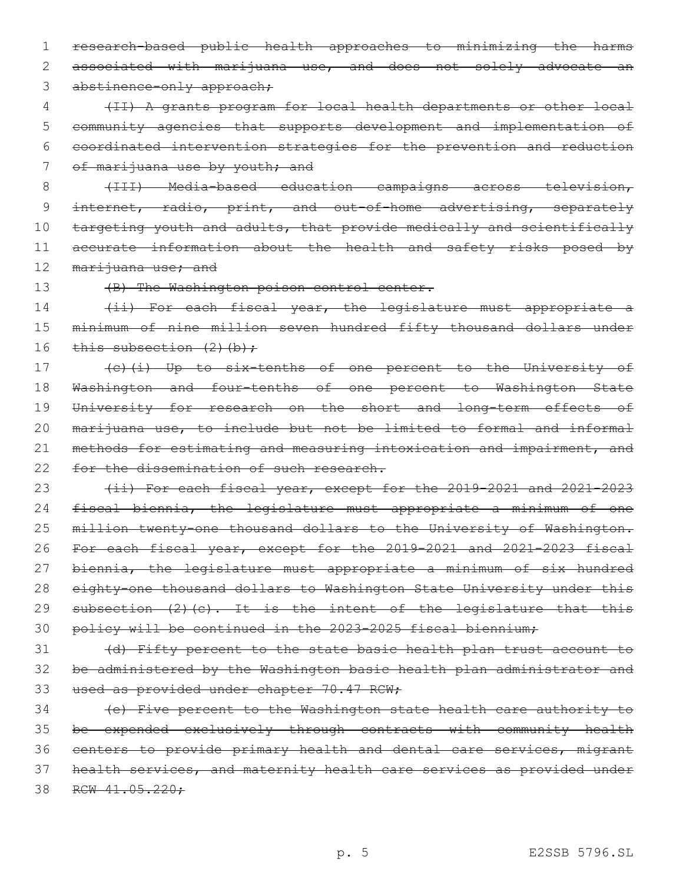~~research-based public health approaches to minimizing the harms associated with marijuana use, and does not solely advocate an abstinence-only approach;~~

~~(II) A grants program for local health departments or other local community agencies that supports development and implementation of coordinated intervention strategies for the prevention and reduction of marijuana use by youth; and~~

~~(III) Media-based education campaigns across television, internet, radio, print, and out-of-home advertising, separately targeting youth and adults, that provide medically and scientifically accurate information about the health and safety risks posed by marijuana use; and~~

~~(B) The Washington poison control center.~~

~~(ii) For each fiscal year, the legislature must appropriate a minimum of nine million seven hundred fifty thousand dollars under this subsection (2)(b);~~

~~(c)(i) Up to six-tenths of one percent to the University of Washington and four-tenths of one percent to Washington State University for research on the short and long-term effects of marijuana use, to include but not be limited to formal and informal methods for estimating and measuring intoxication and impairment, and for the dissemination of such research.~~

~~(ii) For each fiscal year, except for the 2019-2021 and 2021-2023 fiscal biennia, the legislature must appropriate a minimum of one million twenty-one thousand dollars to the University of Washington. For each fiscal year, except for the 2019-2021 and 2021-2023 fiscal biennia, the legislature must appropriate a minimum of six hundred eighty-one thousand dollars to Washington State University under this subsection (2)(c). It is the intent of the legislature that this policy will be continued in the 2023-2025 fiscal biennium;~~

~~(d) Fifty percent to the state basic health plan trust account to be administered by the Washington basic health plan administrator and used as provided under chapter 70.47 RCW;~~

~~(e) Five percent to the Washington state health care authority to be expended exclusively through contracts with community health centers to provide primary health and dental care services, migrant health services, and maternity health care services as provided under RCW 41.05.220;~~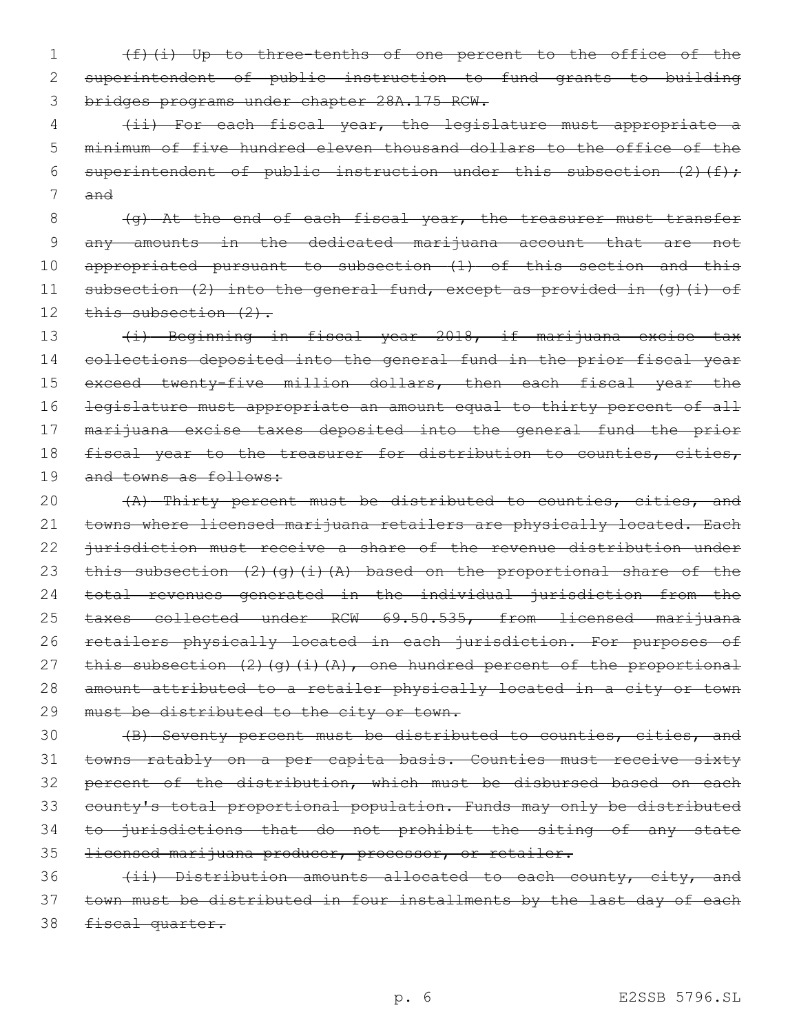~~(f)(i) Up to three-tenths of one percent to the office of the superintendent of public instruction to fund grants to building bridges programs under chapter 28A.175 RCW.~~

~~(ii) For each fiscal year, the legislature must appropriate a minimum of five hundred eleven thousand dollars to the office of the superintendent of public instruction under this subsection (2)(f); and~~

~~(g) At the end of each fiscal year, the treasurer must transfer any amounts in the dedicated marijuana account that are not appropriated pursuant to subsection (1) of this section and this subsection (2) into the general fund, except as provided in (g)(i) of this subsection (2).~~

~~(i) Beginning in fiscal year 2018, if marijuana excise tax collections deposited into the general fund in the prior fiscal year exceed twenty-five million dollars, then each fiscal year the legislature must appropriate an amount equal to thirty percent of all marijuana excise taxes deposited into the general fund the prior fiscal year to the treasurer for distribution to counties, cities, and towns as follows:~~

~~(A) Thirty percent must be distributed to counties, cities, and towns where licensed marijuana retailers are physically located. Each jurisdiction must receive a share of the revenue distribution under this subsection (2)(g)(i)(A) based on the proportional share of the total revenues generated in the individual jurisdiction from the taxes collected under RCW 69.50.535, from licensed marijuana retailers physically located in each jurisdiction. For purposes of this subsection (2)(g)(i)(A), one hundred percent of the proportional amount attributed to a retailer physically located in a city or town must be distributed to the city or town.~~

~~(B) Seventy percent must be distributed to counties, cities, and towns ratably on a per capita basis. Counties must receive sixty percent of the distribution, which must be disbursed based on each county's total proportional population. Funds may only be distributed to jurisdictions that do not prohibit the siting of any state licensed marijuana producer, processor, or retailer.~~

~~(ii) Distribution amounts allocated to each county, city, and town must be distributed in four installments by the last day of each fiscal quarter.~~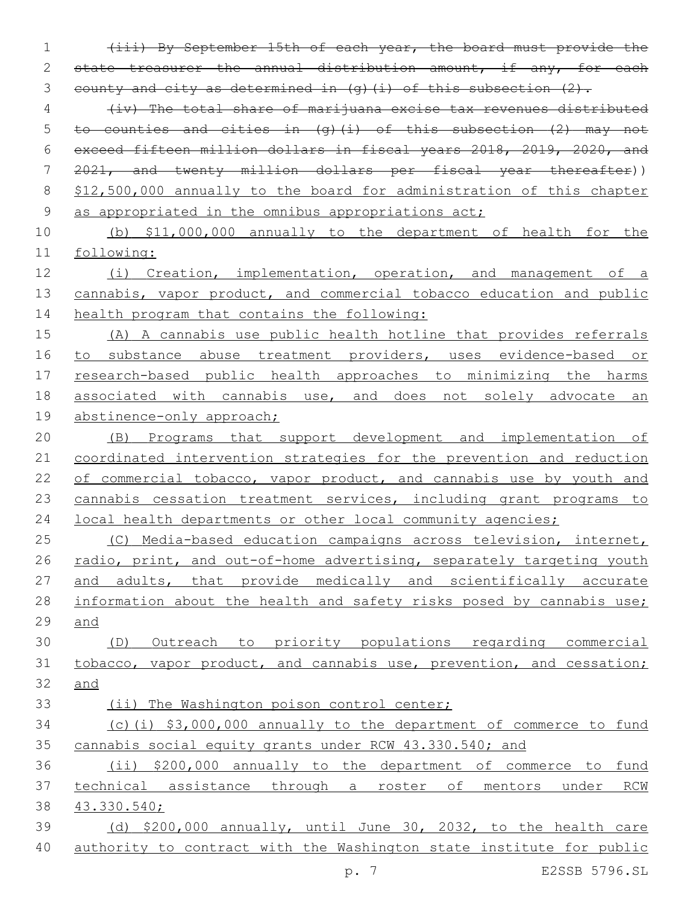~~(iii) By September 15th of each year, the board must provide the state treasurer the annual distribution amount, if any, for each county and city as determined in (g)(i) of this subsection (2).~~

~~(iv) The total share of marijuana excise tax revenues distributed to counties and cities in (g)(i) of this subsection (2) may not exceed fifteen million dollars in fiscal years 2018, 2019, 2020, and 2021, and twenty million dollars per fiscal year thereafter~~)) $12,500,000 annually to the board for administration of this chapter as appropriated in the omnibus appropriations act;

(b) $11,000,000 annually to the department of health for the following:

(i) Creation, implementation, operation, and management of a cannabis, vapor product, and commercial tobacco education and public health program that contains the following:

(A) A cannabis use public health hotline that provides referrals to substance abuse treatment providers, uses evidence-based or research-based public health approaches to minimizing the harms associated with cannabis use, and does not solely advocate an abstinence-only approach;

(B) Programs that support development and implementation of coordinated intervention strategies for the prevention and reduction of commercial tobacco, vapor product, and cannabis use by youth and cannabis cessation treatment services, including grant programs to local health departments or other local community agencies;

(C) Media-based education campaigns across television, internet, radio, print, and out-of-home advertising, separately targeting youth and adults, that provide medically and scientifically accurate information about the health and safety risks posed by cannabis use; and

(D) Outreach to priority populations regarding commercial tobacco, vapor product, and cannabis use, prevention, and cessation; and

(ii) The Washington poison control center;

(c)(i) $3,000,000 annually to the department of commerce to fund cannabis social equity grants under RCW 43.330.540; and

(ii) $200,000 annually to the department of commerce to fund technical assistance through a roster of mentors under RCW 43.330.540;

(d) $200,000 annually, until June 30, 2032, to the health care authority to contract with the Washington state institute for public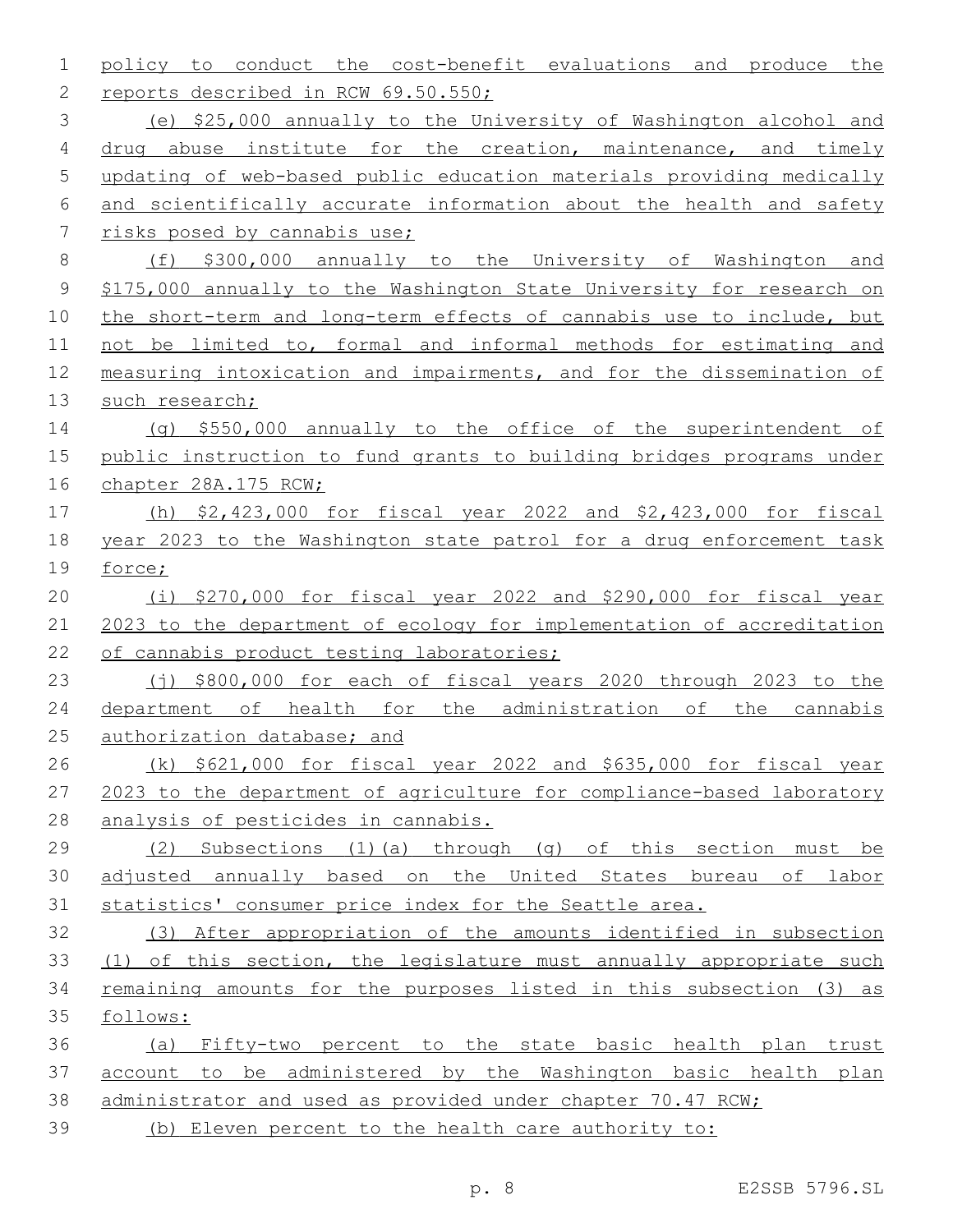policy to conduct the cost-benefit evaluations and produce the reports described in RCW 69.50.550;

(e) $25,000 annually to the University of Washington alcohol and drug abuse institute for the creation, maintenance, and timely updating of web-based public education materials providing medically and scientifically accurate information about the health and safety risks posed by cannabis use;

(f) $300,000 annually to the University of Washington and $175,000 annually to the Washington State University for research on the short-term and long-term effects of cannabis use to include, but not be limited to, formal and informal methods for estimating and measuring intoxication and impairments, and for the dissemination of such research;

(g) $550,000 annually to the office of the superintendent of public instruction to fund grants to building bridges programs under chapter 28A.175 RCW;

(h) $2,423,000 for fiscal year 2022 and $2,423,000 for fiscal year 2023 to the Washington state patrol for a drug enforcement task force;

(i) $270,000 for fiscal year 2022 and $290,000 for fiscal year 2023 to the department of ecology for implementation of accreditation of cannabis product testing laboratories;

(j) $800,000 for each of fiscal years 2020 through 2023 to the department of health for the administration of the cannabis authorization database; and

(k) $621,000 for fiscal year 2022 and $635,000 for fiscal year 2023 to the department of agriculture for compliance-based laboratory analysis of pesticides in cannabis.

(2) Subsections (1)(a) through (g) of this section must be adjusted annually based on the United States bureau of labor statistics' consumer price index for the Seattle area.

(3) After appropriation of the amounts identified in subsection (1) of this section, the legislature must annually appropriate such remaining amounts for the purposes listed in this subsection (3) as follows:

(a) Fifty-two percent to the state basic health plan trust account to be administered by the Washington basic health plan administrator and used as provided under chapter 70.47 RCW;

(b) Eleven percent to the health care authority to: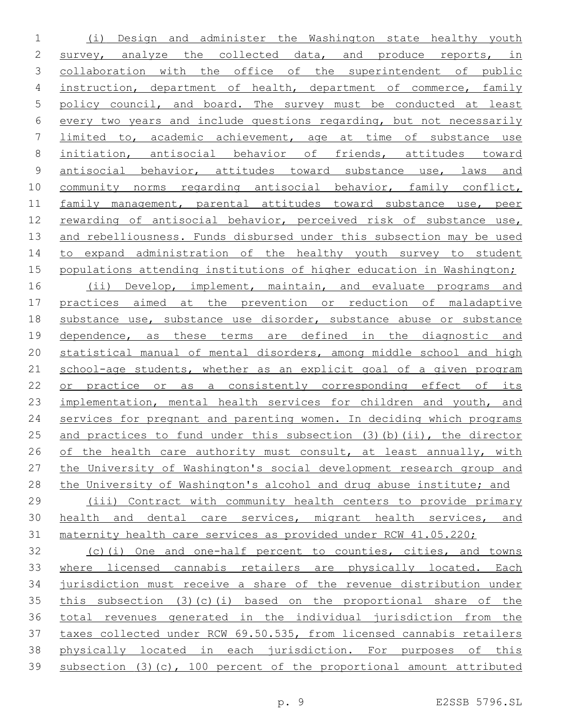(i) Design and administer the Washington state healthy youth survey, analyze the collected data, and produce reports, in collaboration with the office of the superintendent of public instruction, department of health, department of commerce, family policy council, and board. The survey must be conducted at least every two years and include questions regarding, but not necessarily limited to, academic achievement, age at time of substance use initiation, antisocial behavior of friends, attitudes toward antisocial behavior, attitudes toward substance use, laws and community norms regarding antisocial behavior, family conflict, family management, parental attitudes toward substance use, peer rewarding of antisocial behavior, perceived risk of substance use, and rebelliousness. Funds disbursed under this subsection may be used to expand administration of the healthy youth survey to student populations attending institutions of higher education in Washington;

(ii) Develop, implement, maintain, and evaluate programs and practices aimed at the prevention or reduction of maladaptive substance use, substance use disorder, substance abuse or substance dependence, as these terms are defined in the diagnostic and statistical manual of mental disorders, among middle school and high school-age students, whether as an explicit goal of a given program or practice or as a consistently corresponding effect of its implementation, mental health services for children and youth, and services for pregnant and parenting women. In deciding which programs and practices to fund under this subsection (3)(b)(ii), the director of the health care authority must consult, at least annually, with the University of Washington's social development research group and the University of Washington's alcohol and drug abuse institute; and

(iii) Contract with community health centers to provide primary health and dental care services, migrant health services, and maternity health care services as provided under RCW 41.05.220;

(c)(i) One and one-half percent to counties, cities, and towns where licensed cannabis retailers are physically located. Each jurisdiction must receive a share of the revenue distribution under this subsection (3)(c)(i) based on the proportional share of the total revenues generated in the individual jurisdiction from the taxes collected under RCW 69.50.535, from licensed cannabis retailers physically located in each jurisdiction. For purposes of this subsection (3)(c), 100 percent of the proportional amount attributed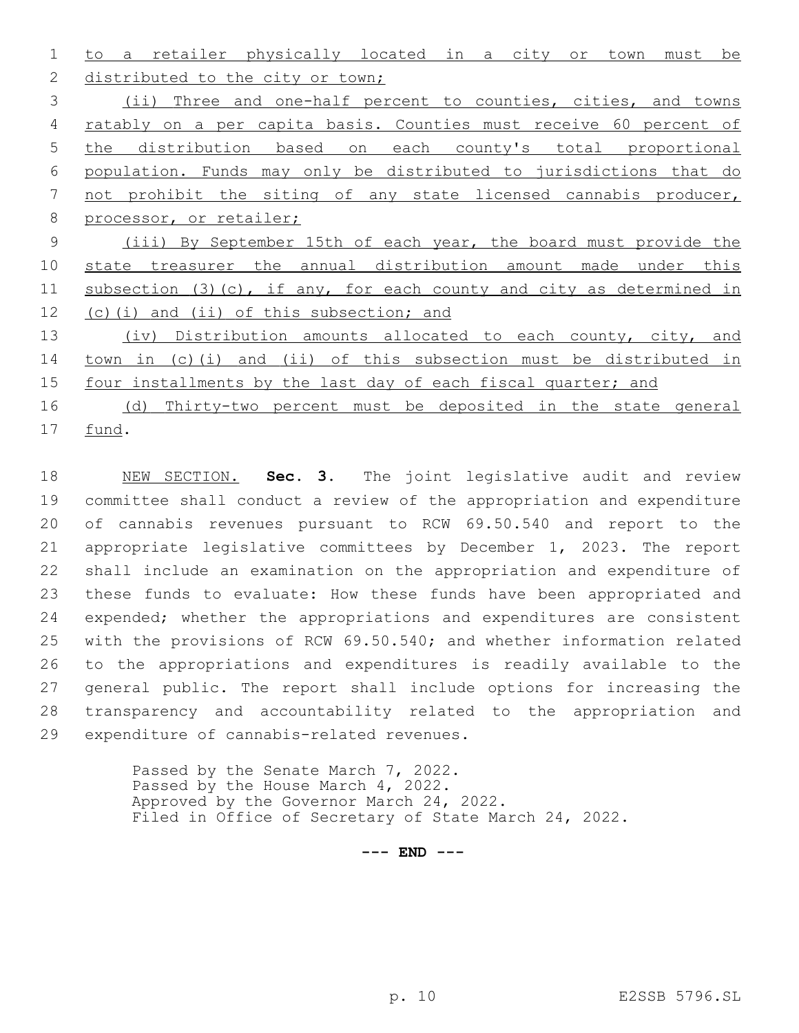to a retailer physically located in a city or town must be distributed to the city or town;

(ii) Three and one-half percent to counties, cities, and towns ratably on a per capita basis. Counties must receive 60 percent of the distribution based on each county's total proportional population. Funds may only be distributed to jurisdictions that do not prohibit the siting of any state licensed cannabis producer, processor, or retailer;

(iii) By September 15th of each year, the board must provide the state treasurer the annual distribution amount made under this subsection (3)(c), if any, for each county and city as determined in (c)(i) and (ii) of this subsection; and

(iv) Distribution amounts allocated to each county, city, and town in (c)(i) and (ii) of this subsection must be distributed in four installments by the last day of each fiscal quarter; and

(d) Thirty-two percent must be deposited in the state general fund.

NEW SECTION. **Sec. 3.** The joint legislative audit and review committee shall conduct a review of the appropriation and expenditure of cannabis revenues pursuant to RCW 69.50.540 and report to the appropriate legislative committees by December 1, 2023. The report shall include an examination on the appropriation and expenditure of these funds to evaluate: How these funds have been appropriated and expended; whether the appropriations and expenditures are consistent with the provisions of RCW 69.50.540; and whether information related to the appropriations and expenditures is readily available to the general public. The report shall include options for increasing the transparency and accountability related to the appropriation and expenditure of cannabis-related revenues.

Passed by the Senate March 7, 2022.
Passed by the House March 4, 2022.
Approved by the Governor March 24, 2022.
Filed in Office of Secretary of State March 24, 2022.

**--- END ---**